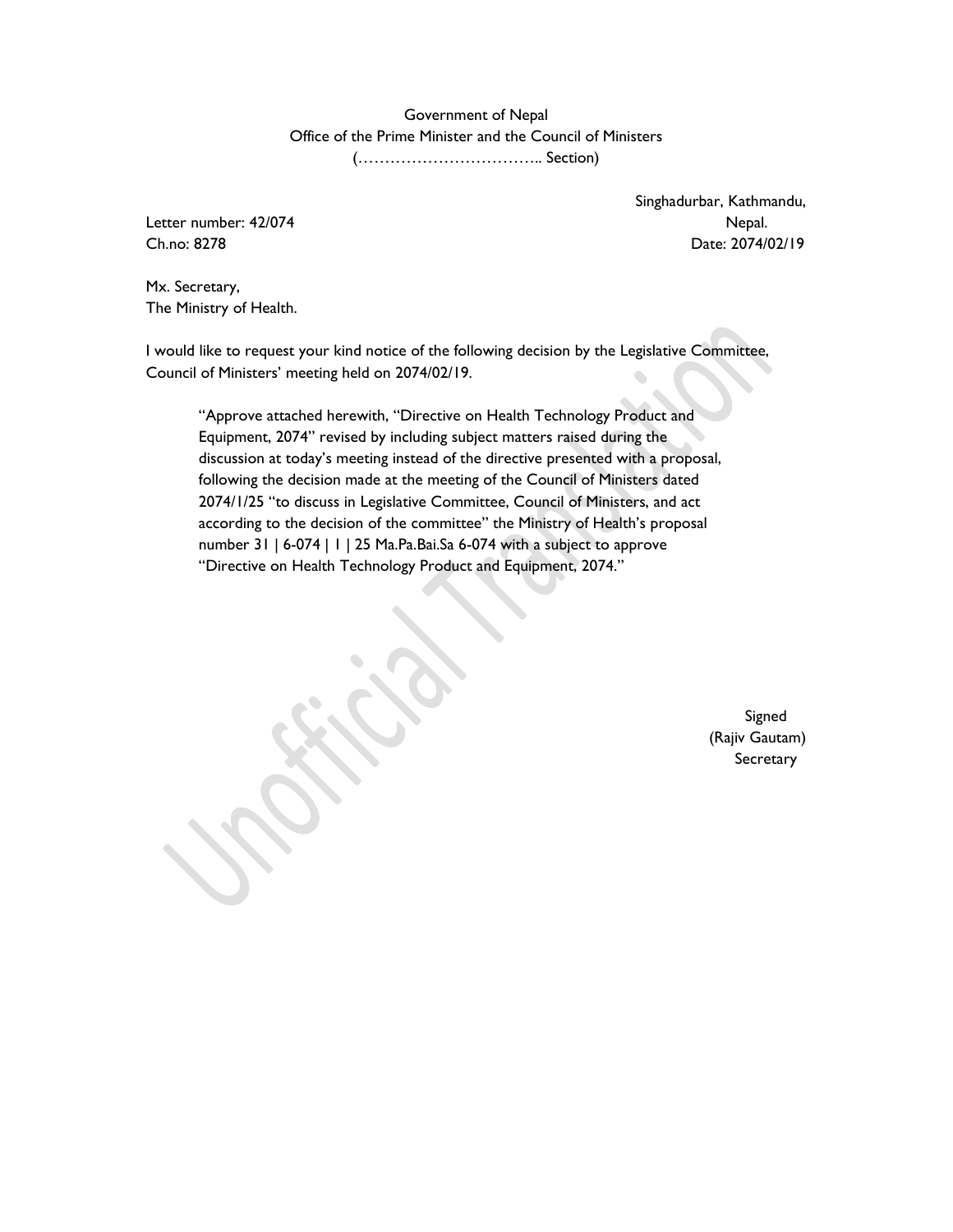Government of Nepal
Office of the Prime Minister and the Council of Ministers
(…………………………….. Section)

Singhadurbar, Kathmandu,
Nepal.

Letter number: 42/074
Ch.no: 8278

Date: 2074/02/19

Mx. Secretary,
The Ministry of Health.

I would like to request your kind notice of the following decision by the Legislative Committee, Council of Ministers' meeting held on 2074/02/19.

> "Approve attached herewith, "Directive on Health Technology Product and Equipment, 2074" revised by including subject matters raised during the discussion at today's meeting instead of the directive presented with a proposal, following the decision made at the meeting of the Council of Ministers dated 2074/1/25 "to discuss in Legislative Committee, Council of Ministers, and act according to the decision of the committee" the Ministry of Health's proposal number 31 | 6-074 | 1 | 25 Ma.Pa.Bai.Sa 6-074 with a subject to approve "Directive on Health Technology Product and Equipment, 2074."

Signed
(Rajiv Gautam)
Secretary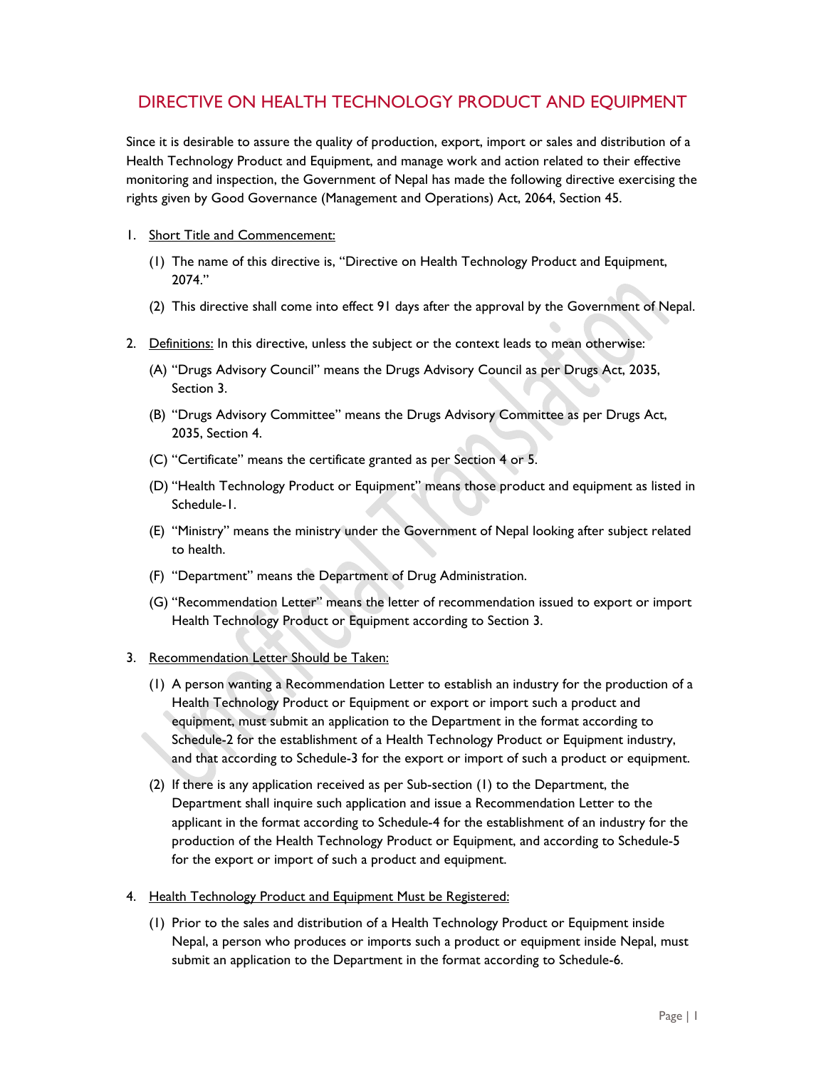# DIRECTIVE ON HEALTH TECHNOLOGY PRODUCT AND EQUIPMENT

Since it is desirable to assure the quality of production, export, import or sales and distribution of a Health Technology Product and Equipment, and manage work and action related to their effective monitoring and inspection, the Government of Nepal has made the following directive exercising the rights given by Good Governance (Management and Operations) Act, 2064, Section 45.

1. Short Title and Commencement:
   (1) The name of this directive is, "Directive on Health Technology Product and Equipment, 2074."
   (2) This directive shall come into effect 91 days after the approval by the Government of Nepal.
2. Definitions: In this directive, unless the subject or the context leads to mean otherwise:
   (A) "Drugs Advisory Council" means the Drugs Advisory Council as per Drugs Act, 2035, Section 3.
   (B) "Drugs Advisory Committee" means the Drugs Advisory Committee as per Drugs Act, 2035, Section 4.
   (C) "Certificate" means the certificate granted as per Section 4 or 5.
   (D) "Health Technology Product or Equipment" means those product and equipment as listed in Schedule-1.
   (E) "Ministry" means the ministry under the Government of Nepal looking after subject related to health.
   (F) "Department" means the Department of Drug Administration.
   (G) "Recommendation Letter" means the letter of recommendation issued to export or import Health Technology Product or Equipment according to Section 3.
3. Recommendation Letter Should be Taken:
   (1) A person wanting a Recommendation Letter to establish an industry for the production of a Health Technology Product or Equipment or export or import such a product and equipment, must submit an application to the Department in the format according to Schedule-2 for the establishment of a Health Technology Product or Equipment industry, and that according to Schedule-3 for the export or import of such a product or equipment.
   (2) If there is any application received as per Sub-section (1) to the Department, the Department shall inquire such application and issue a Recommendation Letter to the applicant in the format according to Schedule-4 for the establishment of an industry for the production of the Health Technology Product or Equipment, and according to Schedule-5 for the export or import of such a product and equipment.
4. Health Technology Product and Equipment Must be Registered:
   (1) Prior to the sales and distribution of a Health Technology Product or Equipment inside Nepal, a person who produces or imports such a product or equipment inside Nepal, must submit an application to the Department in the format according to Schedule-6.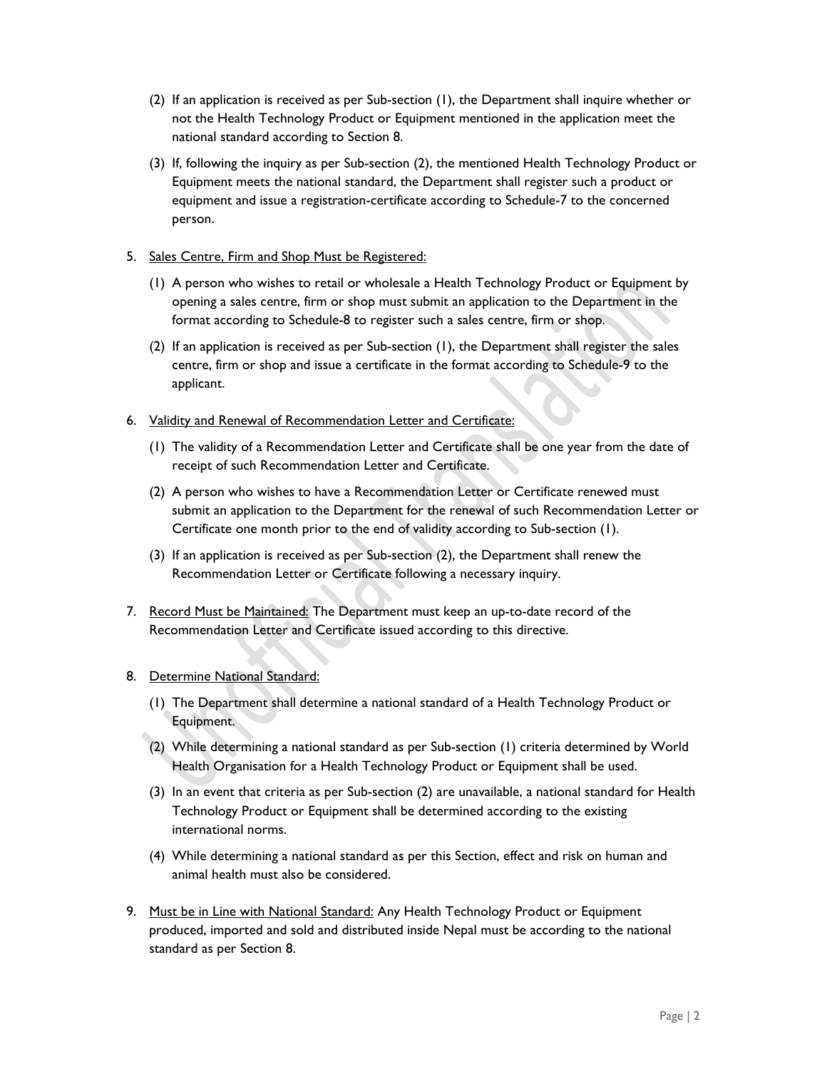(2) If an application is received as per Sub-section (1), the Department shall inquire whether or not the Health Technology Product or Equipment mentioned in the application meet the national standard according to Section 8.

(3) If, following the inquiry as per Sub-section (2), the mentioned Health Technology Product or Equipment meets the national standard, the Department shall register such a product or equipment and issue a registration-certificate according to Schedule-7 to the concerned person.

5. Sales Centre, Firm and Shop Must be Registered:

(1) A person who wishes to retail or wholesale a Health Technology Product or Equipment by opening a sales centre, firm or shop must submit an application to the Department in the format according to Schedule-8 to register such a sales centre, firm or shop.

(2) If an application is received as per Sub-section (1), the Department shall register the sales centre, firm or shop and issue a certificate in the format according to Schedule-9 to the applicant.

6. Validity and Renewal of Recommendation Letter and Certificate:

(1) The validity of a Recommendation Letter and Certificate shall be one year from the date of receipt of such Recommendation Letter and Certificate.

(2) A person who wishes to have a Recommendation Letter or Certificate renewed must submit an application to the Department for the renewal of such Recommendation Letter or Certificate one month prior to the end of validity according to Sub-section (1).

(3) If an application is received as per Sub-section (2), the Department shall renew the Recommendation Letter or Certificate following a necessary inquiry.

7. Record Must be Maintained: The Department must keep an up-to-date record of the Recommendation Letter and Certificate issued according to this directive.

8. Determine National Standard:

(1) The Department shall determine a national standard of a Health Technology Product or Equipment.

(2) While determining a national standard as per Sub-section (1) criteria determined by World Health Organisation for a Health Technology Product or Equipment shall be used.

(3) In an event that criteria as per Sub-section (2) are unavailable, a national standard for Health Technology Product or Equipment shall be determined according to the existing international norms.

(4) While determining a national standard as per this Section, effect and risk on human and animal health must also be considered.

9. Must be in Line with National Standard: Any Health Technology Product or Equipment produced, imported and sold and distributed inside Nepal must be according to the national standard as per Section 8.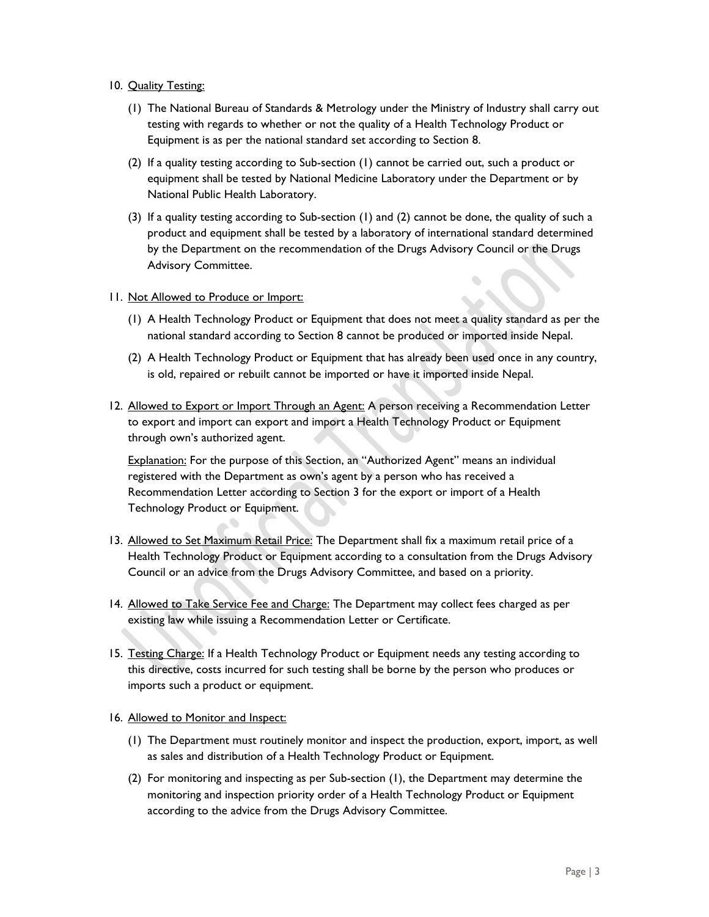10. <u>Quality Testing:</u>

    (1) The National Bureau of Standards & Metrology under the Ministry of Industry shall carry out testing with regards to whether or not the quality of a Health Technology Product or Equipment is as per the national standard set according to Section 8.

    (2) If a quality testing according to Sub-section (1) cannot be carried out, such a product or equipment shall be tested by National Medicine Laboratory under the Department or by National Public Health Laboratory.

    (3) If a quality testing according to Sub-section (1) and (2) cannot be done, the quality of such a product and equipment shall be tested by a laboratory of international standard determined by the Department on the recommendation of the Drugs Advisory Council or the Drugs Advisory Committee.

11. <u>Not Allowed to Produce or Import:</u>

    (1) A Health Technology Product or Equipment that does not meet a quality standard as per the national standard according to Section 8 cannot be produced or imported inside Nepal.

    (2) A Health Technology Product or Equipment that has already been used once in any country, is old, repaired or rebuilt cannot be imported or have it imported inside Nepal.

12. <u>Allowed to Export or Import Through an Agent:</u> A person receiving a Recommendation Letter to export and import can export and import a Health Technology Product or Equipment through own's authorized agent.

    <u>Explanation:</u> For the purpose of this Section, an "Authorized Agent" means an individual registered with the Department as own's agent by a person who has received a Recommendation Letter according to Section 3 for the export or import of a Health Technology Product or Equipment.

13. <u>Allowed to Set Maximum Retail Price:</u> The Department shall fix a maximum retail price of a Health Technology Product or Equipment according to a consultation from the Drugs Advisory Council or an advice from the Drugs Advisory Committee, and based on a priority.

14. <u>Allowed to Take Service Fee and Charge:</u> The Department may collect fees charged as per existing law while issuing a Recommendation Letter or Certificate.

15. <u>Testing Charge:</u> If a Health Technology Product or Equipment needs any testing according to this directive, costs incurred for such testing shall be borne by the person who produces or imports such a product or equipment.

16. <u>Allowed to Monitor and Inspect:</u>

    (1) The Department must routinely monitor and inspect the production, export, import, as well as sales and distribution of a Health Technology Product or Equipment.

    (2) For monitoring and inspecting as per Sub-section (1), the Department may determine the monitoring and inspection priority order of a Health Technology Product or Equipment according to the advice from the Drugs Advisory Committee.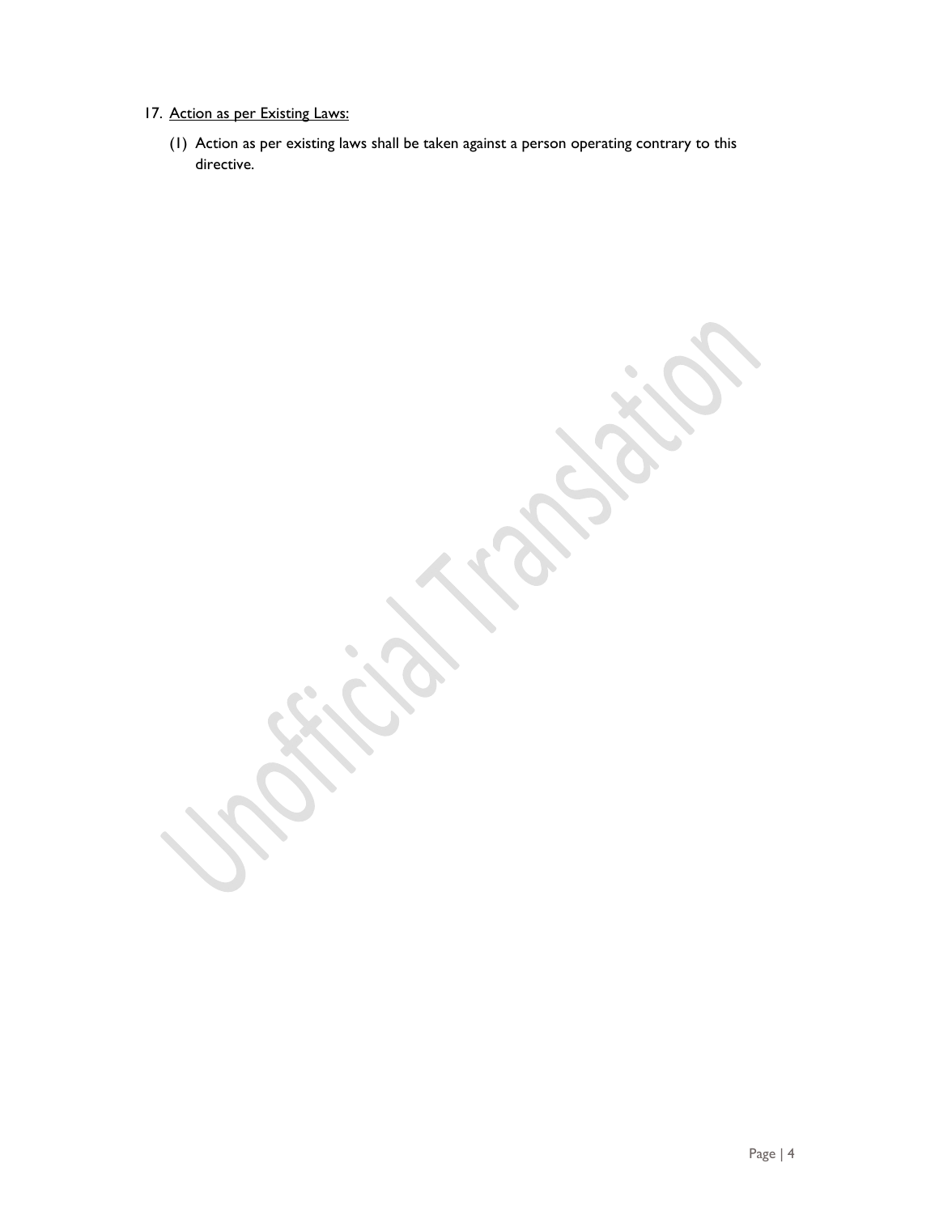17. Action as per Existing Laws:

    (1) Action as per existing laws shall be taken against a person operating contrary to this directive.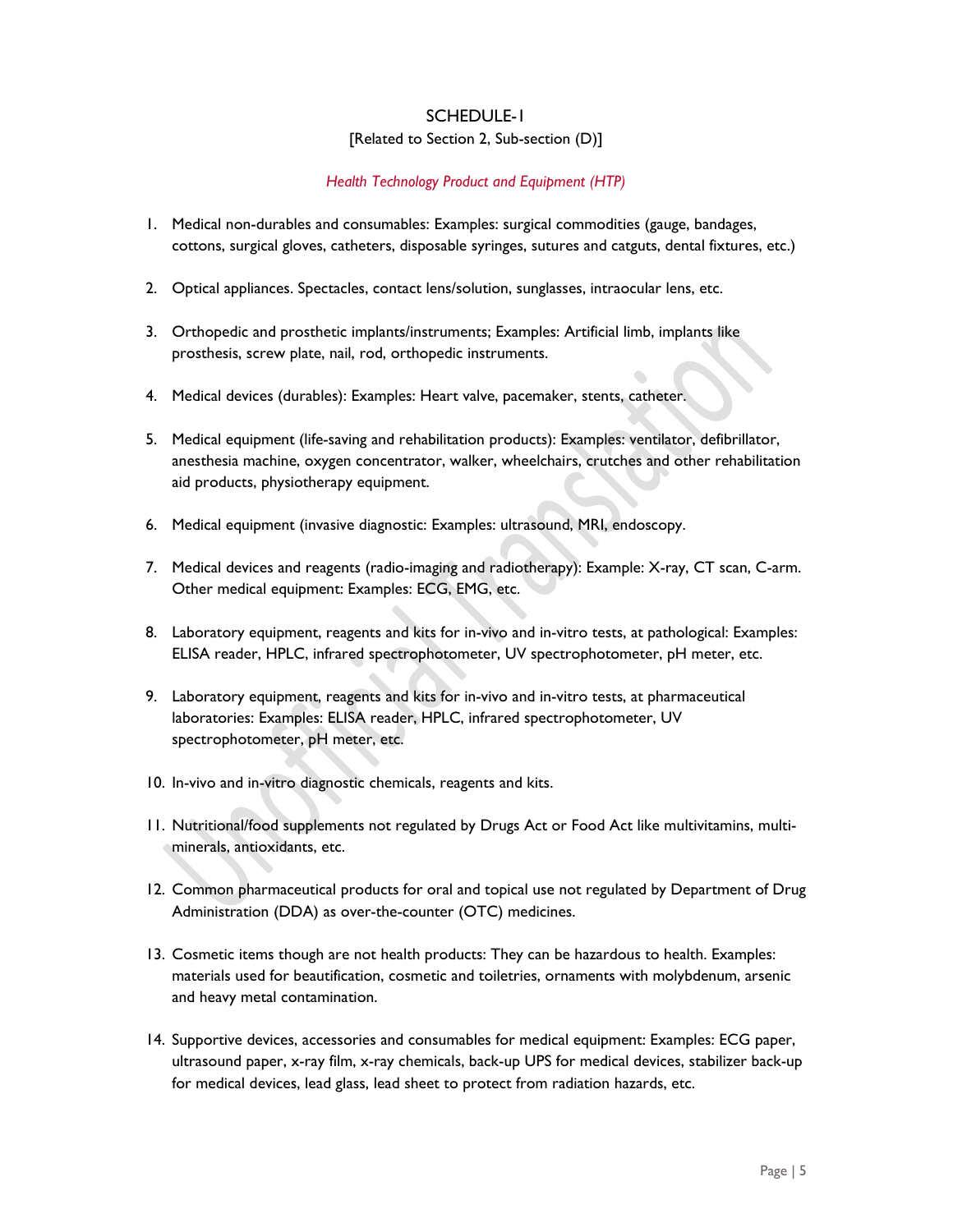# SCHEDULE-1

[Related to Section 2, Sub-section (D)]

*Health Technology Product and Equipment (HTP)*

1. Medical non-durables and consumables: Examples: surgical commodities (gauge, bandages, cottons, surgical gloves, catheters, disposable syringes, sutures and catguts, dental fixtures, etc.)

2. Optical appliances. Spectacles, contact lens/solution, sunglasses, intraocular lens, etc.

3. Orthopedic and prosthetic implants/instruments; Examples: Artificial limb, implants like prosthesis, screw plate, nail, rod, orthopedic instruments.

4. Medical devices (durables): Examples: Heart valve, pacemaker, stents, catheter.

5. Medical equipment (life-saving and rehabilitation products): Examples: ventilator, defibrillator, anesthesia machine, oxygen concentrator, walker, wheelchairs, crutches and other rehabilitation aid products, physiotherapy equipment.

6. Medical equipment (invasive diagnostic: Examples: ultrasound, MRI, endoscopy.

7. Medical devices and reagents (radio-imaging and radiotherapy): Example: X-ray, CT scan, C-arm. Other medical equipment: Examples: ECG, EMG, etc.

8. Laboratory equipment, reagents and kits for in-vivo and in-vitro tests, at pathological: Examples: ELISA reader, HPLC, infrared spectrophotometer, UV spectrophotometer, pH meter, etc.

9. Laboratory equipment, reagents and kits for in-vivo and in-vitro tests, at pharmaceutical laboratories: Examples: ELISA reader, HPLC, infrared spectrophotometer, UV spectrophotometer, pH meter, etc.

10. In-vivo and in-vitro diagnostic chemicals, reagents and kits.

11. Nutritional/food supplements not regulated by Drugs Act or Food Act like multivitamins, multi-minerals, antioxidants, etc.

12. Common pharmaceutical products for oral and topical use not regulated by Department of Drug Administration (DDA) as over-the-counter (OTC) medicines.

13. Cosmetic items though are not health products: They can be hazardous to health. Examples: materials used for beautification, cosmetic and toiletries, ornaments with molybdenum, arsenic and heavy metal contamination.

14. Supportive devices, accessories and consumables for medical equipment: Examples: ECG paper, ultrasound paper, x-ray film, x-ray chemicals, back-up UPS for medical devices, stabilizer back-up for medical devices, lead glass, lead sheet to protect from radiation hazards, etc.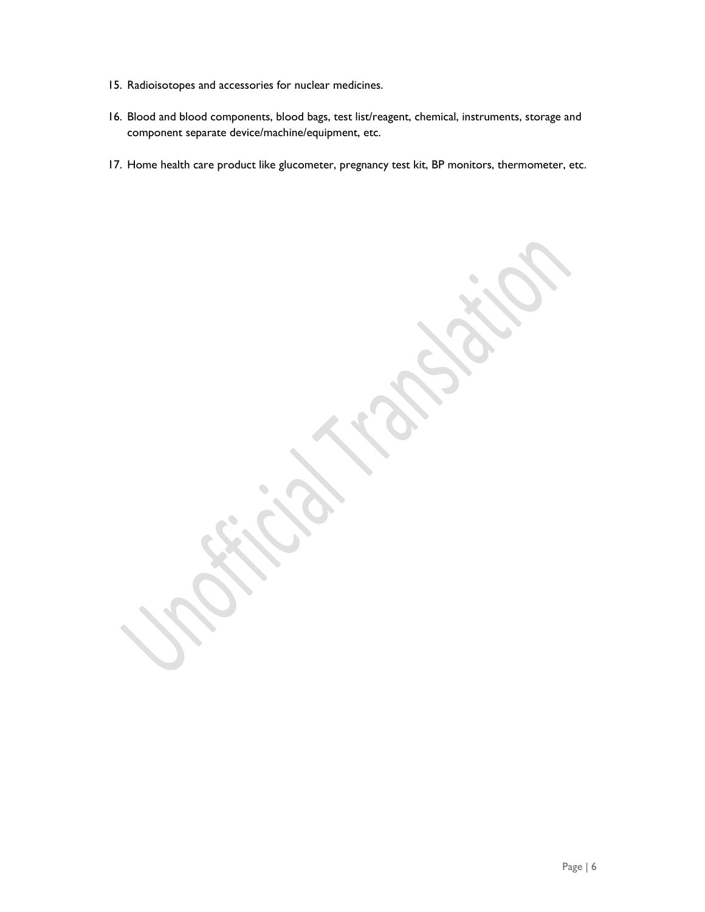15. Radioisotopes and accessories for nuclear medicines.
16. Blood and blood components, blood bags, test list/reagent, chemical, instruments, storage and component separate device/machine/equipment, etc.
17. Home health care product like glucometer, pregnancy test kit, BP monitors, thermometer, etc.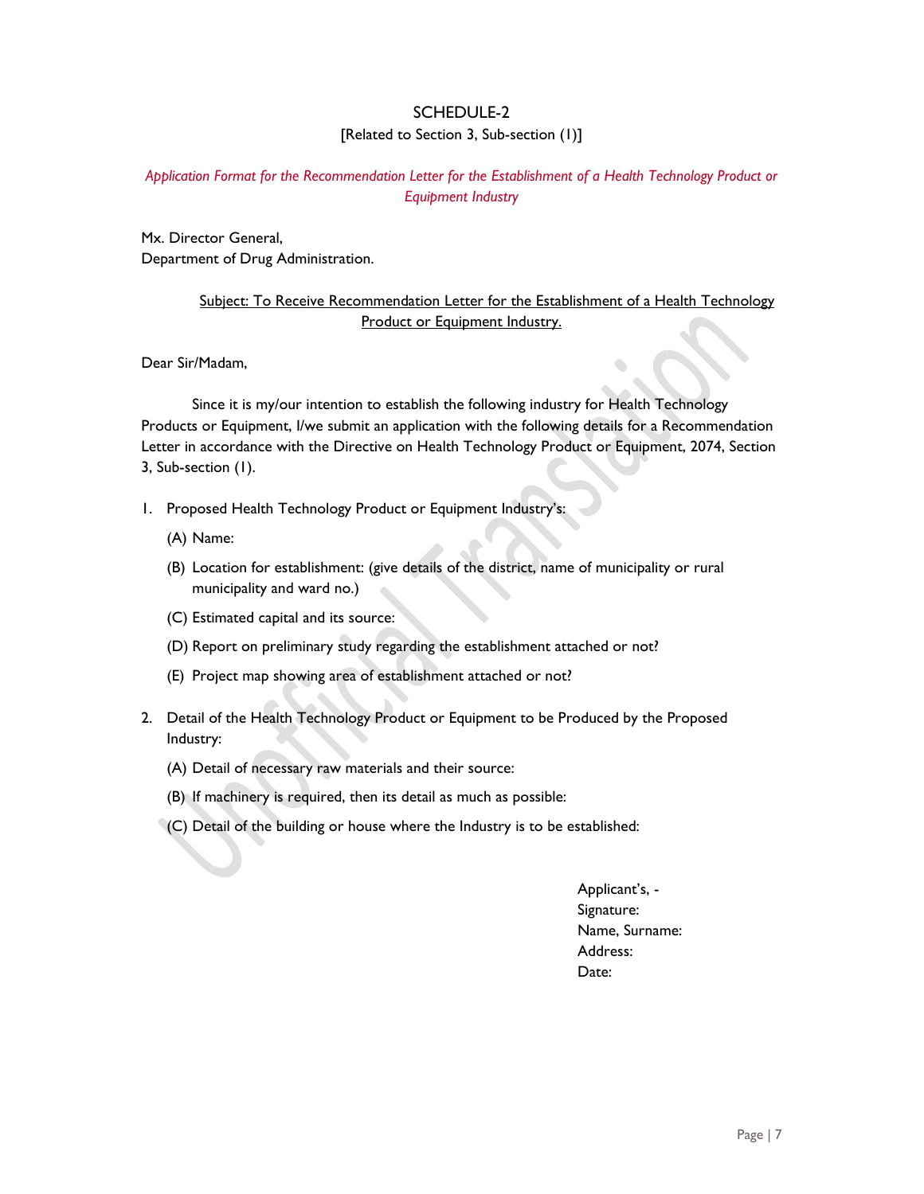# SCHEDULE-2

[Related to Section 3, Sub-section (1)]

*Application Format for the Recommendation Letter for the Establishment of a Health Technology Product or Equipment Industry*

Mx. Director General,
Department of Drug Administration.

Subject: To Receive Recommendation Letter for the Establishment of a Health Technology Product or Equipment Industry.

Dear Sir/Madam,

Since it is my/our intention to establish the following industry for Health Technology Products or Equipment, I/we submit an application with the following details for a Recommendation Letter in accordance with the Directive on Health Technology Product or Equipment, 2074, Section 3, Sub-section (1).

1. Proposed Health Technology Product or Equipment Industry's:
   - (A) Name:
   - (B) Location for establishment: (give details of the district, name of municipality or rural municipality and ward no.)
   - (C) Estimated capital and its source:
   - (D) Report on preliminary study regarding the establishment attached or not?
   - (E) Project map showing area of establishment attached or not?

2. Detail of the Health Technology Product or Equipment to be Produced by the Proposed Industry:
   - (A) Detail of necessary raw materials and their source:
   - (B) If machinery is required, then its detail as much as possible:
   - (C) Detail of the building or house where the Industry is to be established:

Applicant's, -
Signature:
Name, Surname:
Address:
Date: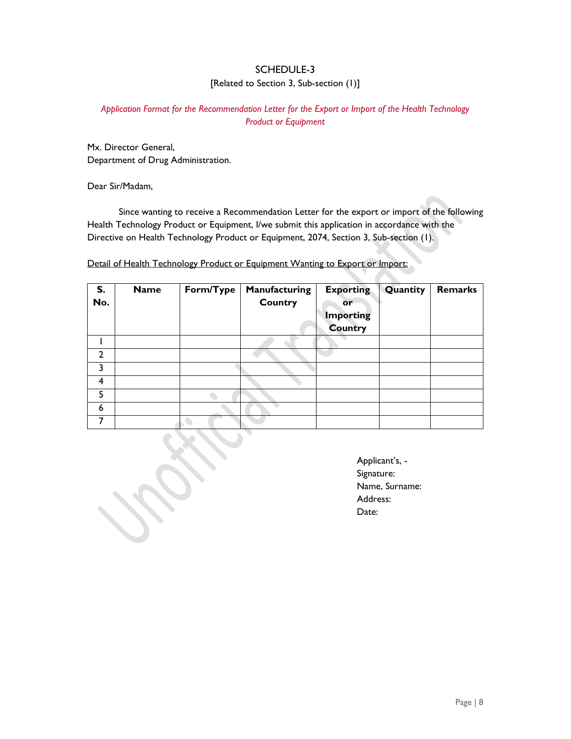# SCHEDULE-3

[Related to Section 3, Sub-section (1)]

*Application Format for the Recommendation Letter for the Export or Import of the Health Technology Product or Equipment*

Mx. Director General,
Department of Drug Administration.

Dear Sir/Madam,

Since wanting to receive a Recommendation Letter for the export or import of the following Health Technology Product or Equipment, I/we submit this application in accordance with the Directive on Health Technology Product or Equipment, 2074, Section 3, Sub-section (1).

Detail of Health Technology Product or Equipment Wanting to Export or Import:

| S. No. | Name | Form/Type | Manufacturing Country | Exporting or Importing Country | Quantity | Remarks |
|---|---|---|---|---|---|---|
| 1 | | | | | | |
| 2 | | | | | | |
| 3 | | | | | | |
| 4 | | | | | | |
| 5 | | | | | | |
| 6 | | | | | | |
| 7 | | | | | | |

Applicant's, -
Signature:
Name, Surname:
Address:
Date: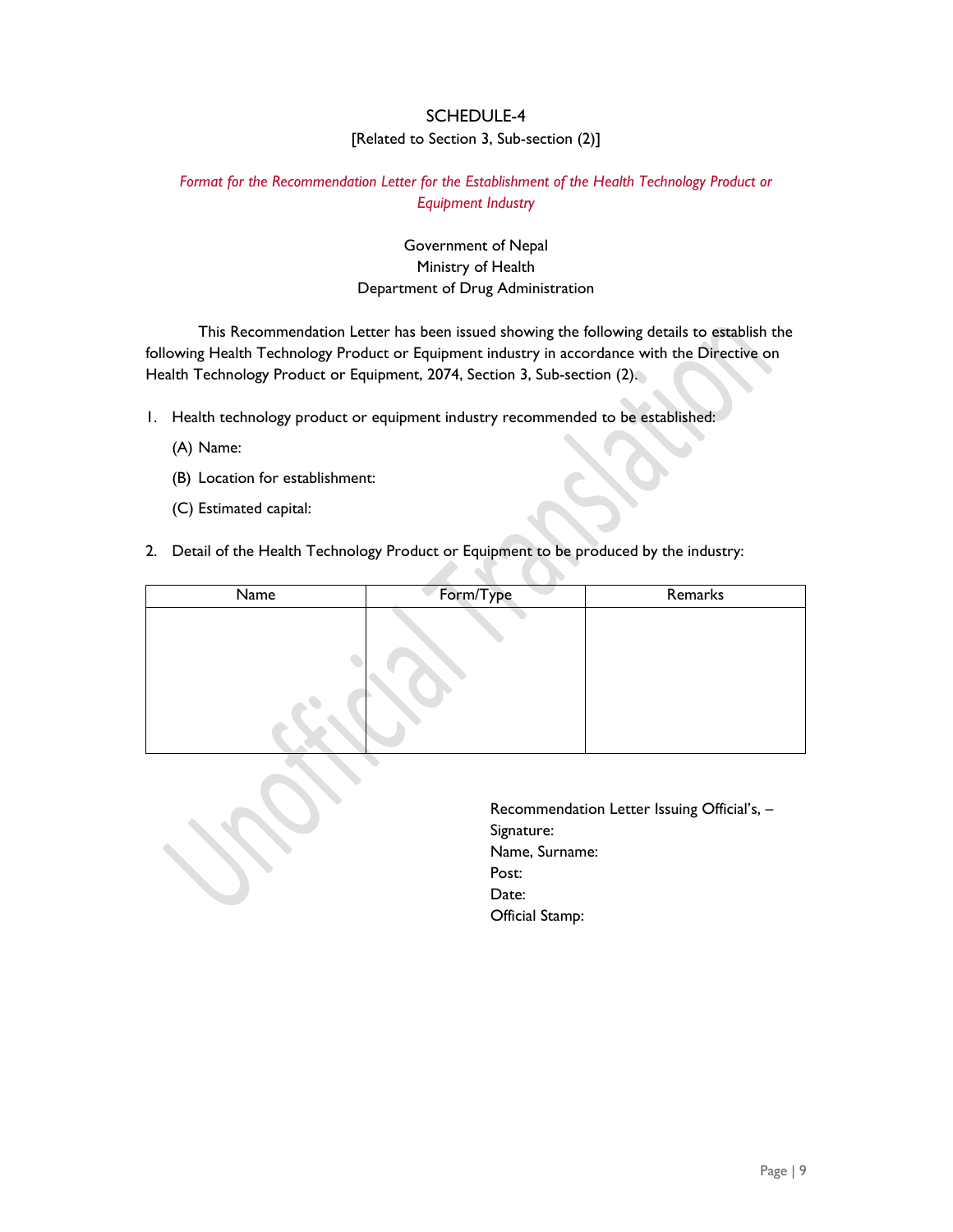# SCHEDULE-4

[Related to Section 3, Sub-section (2)]

*Format for the Recommendation Letter for the Establishment of the Health Technology Product or Equipment Industry*

Government of Nepal
Ministry of Health
Department of Drug Administration

This Recommendation Letter has been issued showing the following details to establish the following Health Technology Product or Equipment industry in accordance with the Directive on Health Technology Product or Equipment, 2074, Section 3, Sub-section (2).

1. Health technology product or equipment industry recommended to be established:

   (A) Name:

   (B) Location for establishment:

   (C) Estimated capital:

2. Detail of the Health Technology Product or Equipment to be produced by the industry:

| Name | Form/Type | Remarks |
|---|---|---|
| | | |

Recommendation Letter Issuing Official's, –
Signature:
Name, Surname:
Post:
Date:
Official Stamp: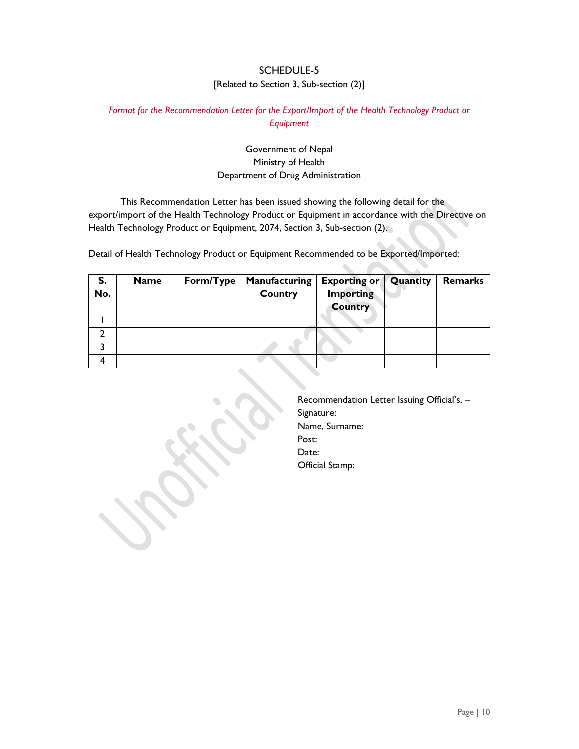# SCHEDULE-5

[Related to Section 3, Sub-section (2)]

*Format for the Recommendation Letter for the Export/Import of the Health Technology Product or Equipment*

Government of Nepal
Ministry of Health
Department of Drug Administration

This Recommendation Letter has been issued showing the following detail for the export/import of the Health Technology Product or Equipment in accordance with the Directive on Health Technology Product or Equipment, 2074, Section 3, Sub-section (2).

<u>Detail of Health Technology Product or Equipment Recommended to be Exported/Imported:</u>

| S. No. | Name | Form/Type | Manufacturing Country | Exporting or Importing Country | Quantity | Remarks |
|---|---|---|---|---|---|---|
| 1 | | | | | | |
| 2 | | | | | | |
| 3 | | | | | | |
| 4 | | | | | | |

Recommendation Letter Issuing Official's, –
Signature:
Name, Surname:
Post:
Date:
Official Stamp: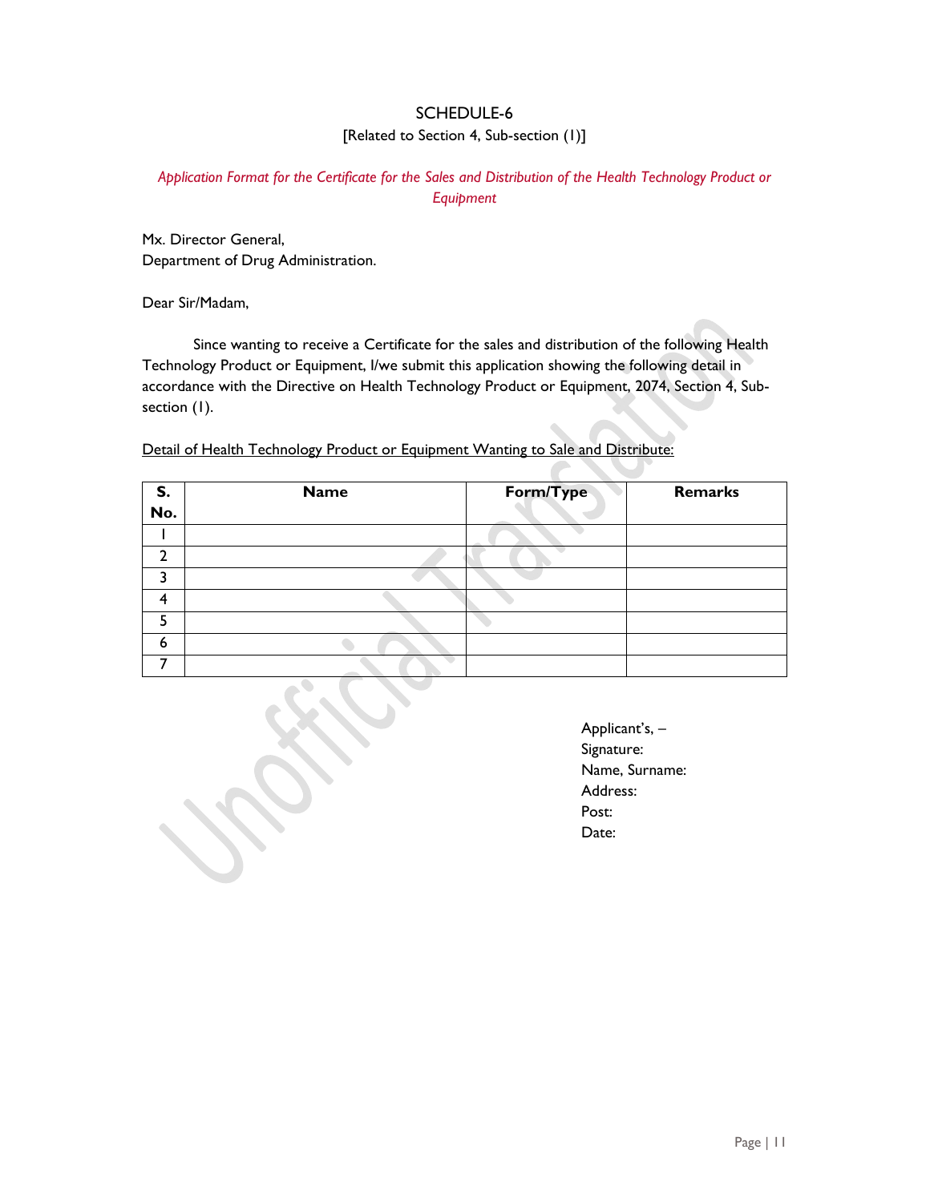# SCHEDULE-6

[Related to Section 4, Sub-section (1)]

*Application Format for the Certificate for the Sales and Distribution of the Health Technology Product or Equipment*

Mx. Director General,
Department of Drug Administration.

Dear Sir/Madam,

Since wanting to receive a Certificate for the sales and distribution of the following Health Technology Product or Equipment, I/we submit this application showing the following detail in accordance with the Directive on Health Technology Product or Equipment, 2074, Section 4, Sub-section (1).

<u>Detail of Health Technology Product or Equipment Wanting to Sale and Distribute:</u>

| S. No. | Name | Form/Type | Remarks |
|---|---|---|---|
| 1 | | | |
| 2 | | | |
| 3 | | | |
| 4 | | | |
| 5 | | | |
| 6 | | | |
| 7 | | | |

Applicant's, –
Signature:
Name, Surname:
Address:
Post:
Date: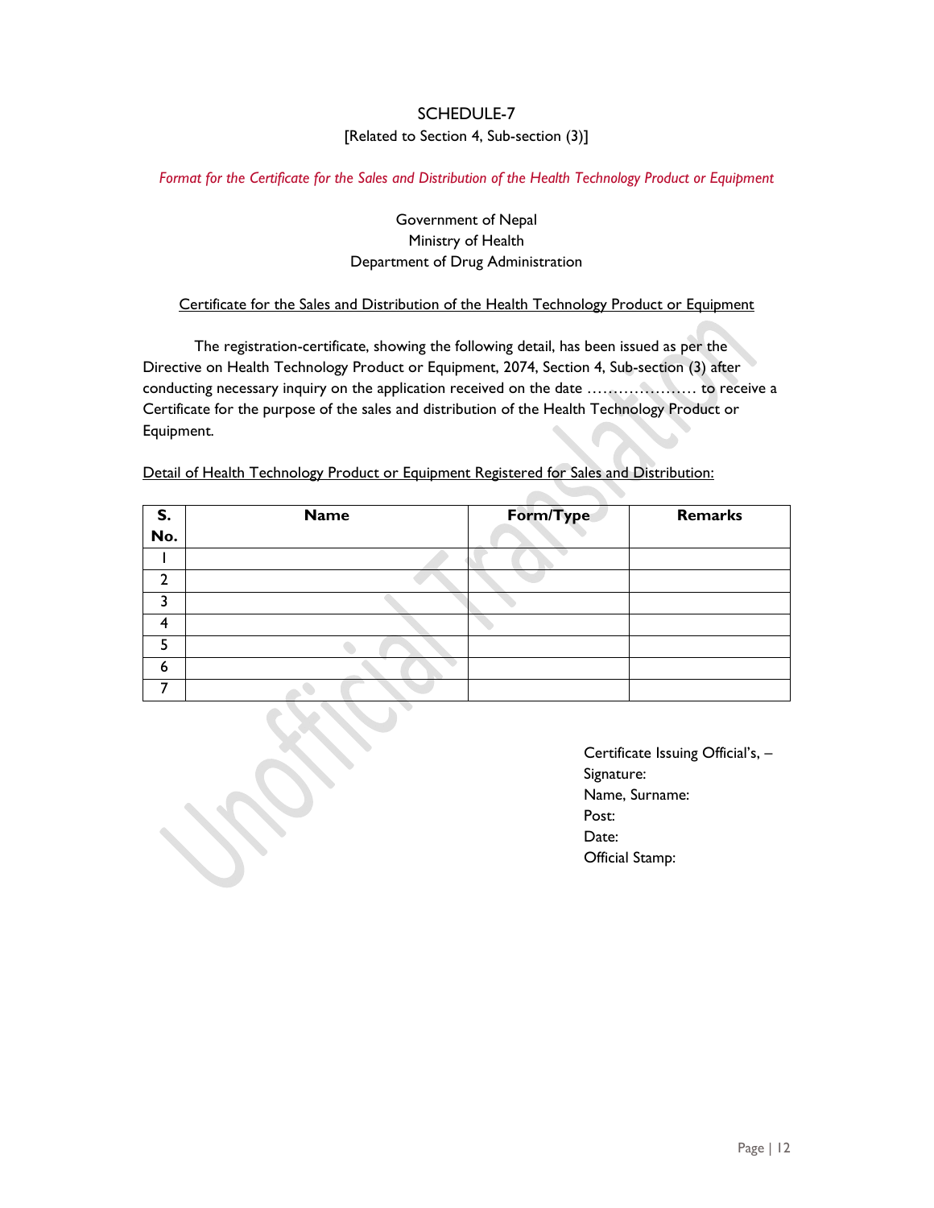# SCHEDULE-7

[Related to Section 4, Sub-section (3)]

*Format for the Certificate for the Sales and Distribution of the Health Technology Product or Equipment*

Government of Nepal
Ministry of Health
Department of Drug Administration

Certificate for the Sales and Distribution of the Health Technology Product or Equipment

The registration-certificate, showing the following detail, has been issued as per the Directive on Health Technology Product or Equipment, 2074, Section 4, Sub-section (3) after conducting necessary inquiry on the application received on the date ………………… to receive a Certificate for the purpose of the sales and distribution of the Health Technology Product or Equipment.

Detail of Health Technology Product or Equipment Registered for Sales and Distribution:

| S. No. | Name | Form/Type | Remarks |
|---|---|---|---|
| 1 | | | |
| 2 | | | |
| 3 | | | |
| 4 | | | |
| 5 | | | |
| 6 | | | |
| 7 | | | |

Certificate Issuing Official's, –
Signature:
Name, Surname:
Post:
Date:
Official Stamp: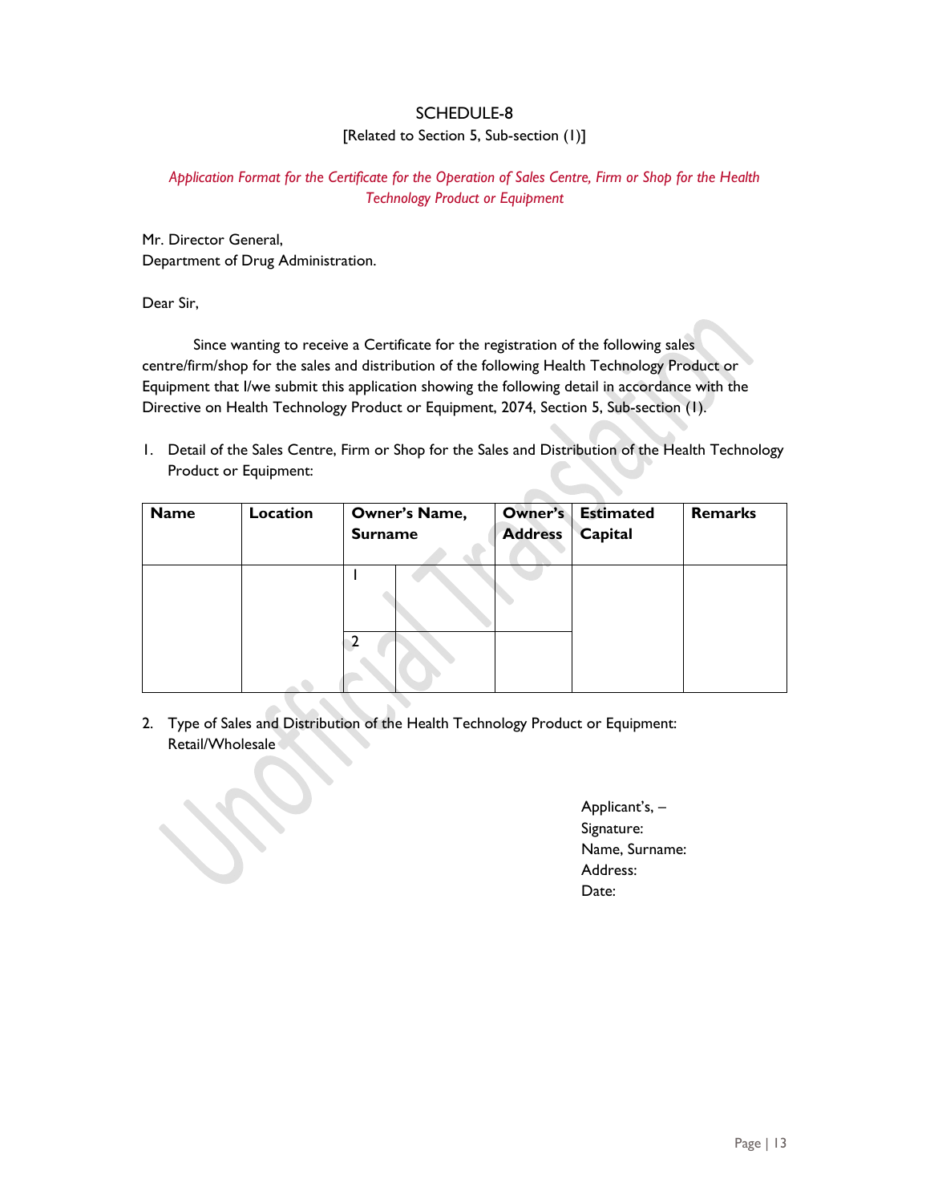# SCHEDULE-8

[Related to Section 5, Sub-section (1)]

*Application Format for the Certificate for the Operation of Sales Centre, Firm or Shop for the Health Technology Product or Equipment*

Mr. Director General,
Department of Drug Administration.

Dear Sir,

Since wanting to receive a Certificate for the registration of the following sales centre/firm/shop for the sales and distribution of the following Health Technology Product or Equipment that I/we submit this application showing the following detail in accordance with the Directive on Health Technology Product or Equipment, 2074, Section 5, Sub-section (1).

1. Detail of the Sales Centre, Firm or Shop for the Sales and Distribution of the Health Technology Product or Equipment:

| Name | Location | Owner's Name, Surname | | Owner's Address | Estimated Capital | Remarks |
|---|---|---|---|---|---|---|
| | | 1 | | | | |
| | | 2 | | | | |

2. Type of Sales and Distribution of the Health Technology Product or Equipment: Retail/Wholesale

Applicant's, –
Signature:
Name, Surname:
Address:
Date: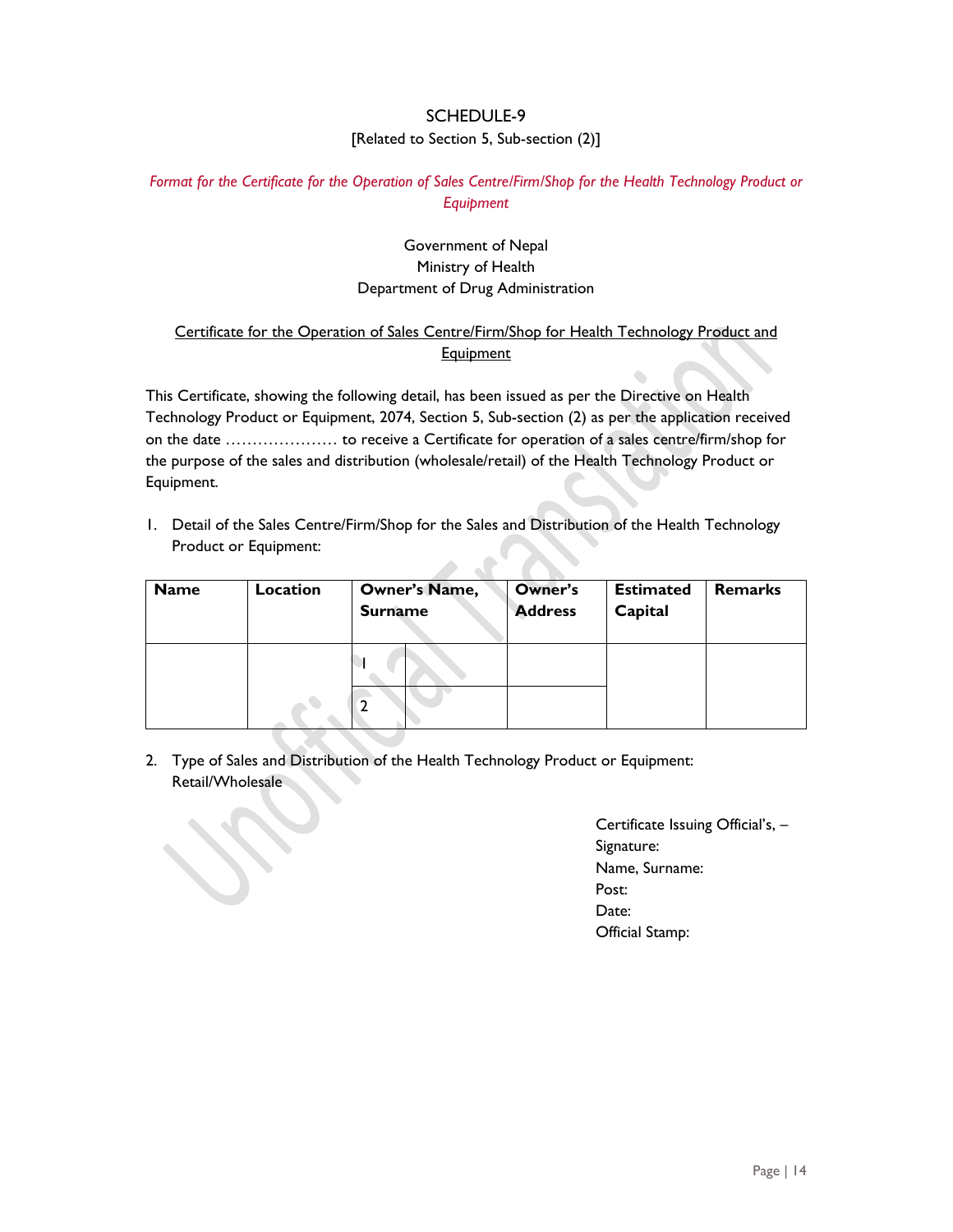# SCHEDULE-9

[Related to Section 5, Sub-section (2)]

*Format for the Certificate for the Operation of Sales Centre/Firm/Shop for the Health Technology Product or Equipment*

Government of Nepal
Ministry of Health
Department of Drug Administration

## Certificate for the Operation of Sales Centre/Firm/Shop for Health Technology Product and Equipment

This Certificate, showing the following detail, has been issued as per the Directive on Health Technology Product or Equipment, 2074, Section 5, Sub-section (2) as per the application received on the date ………………… to receive a Certificate for operation of a sales centre/firm/shop for the purpose of the sales and distribution (wholesale/retail) of the Health Technology Product or Equipment.

1. Detail of the Sales Centre/Firm/Shop for the Sales and Distribution of the Health Technology Product or Equipment:

| **Name** | **Location** | **Owner's Name, Surname** | | **Owner's Address** | **Estimated Capital** | **Remarks** |
|---|---|---|---|---|---|---|
| | | 1 | | | | |
| | | 2 | | | | |

2. Type of Sales and Distribution of the Health Technology Product or Equipment: Retail/Wholesale

Certificate Issuing Official's, –
Signature:
Name, Surname:
Post:
Date:
Official Stamp: